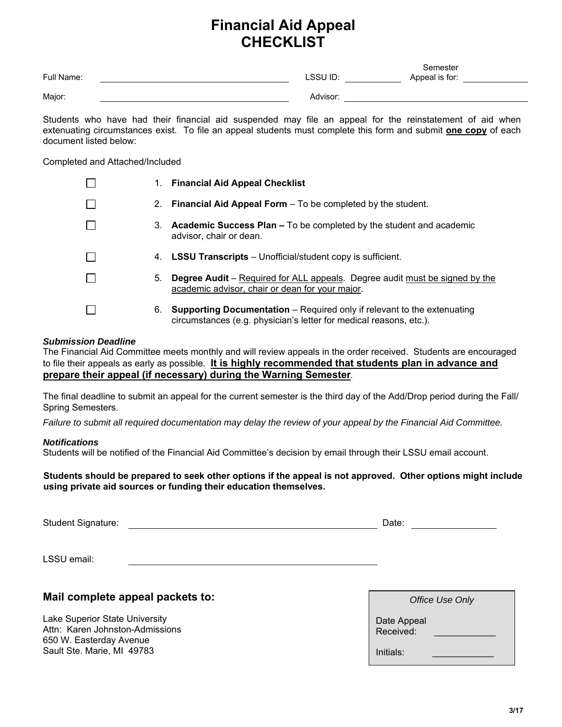# Financial Aid Appeal
# CHECKLIST

Full Name: ____________________ LSSU ID: __________ Semester Appeal is for: __________

Major: ____________________ Advisor: ____________________

Students who have had their financial aid suspended may file an appeal for the reinstatement of aid when extenuating circumstances exist. To file an appeal students must complete this form and submit **<u>one copy</u>** of each document listed below:

Completed and Attached/Included

- ☐ 1. **Financial Aid Appeal Checklist**
- ☐ 2. **Financial Aid Appeal Form** – To be completed by the student.
- ☐ 3. **Academic Success Plan –** To be completed by the student and academic advisor, chair or dean.
- ☐ 4. **LSSU Transcripts** – Unofficial/student copy is sufficient.
- ☐ 5. **Degree Audit** – <u>Required for ALL appeals</u>. Degree audit <u>must be signed by the academic advisor, chair or dean for your major</u>.
- ☐ 6. **Supporting Documentation** – Required only if relevant to the extenuating circumstances (e.g. physician's letter for medical reasons, etc.).

***Submission Deadline***

The Financial Aid Committee meets monthly and will review appeals in the order received. Students are encouraged to file their appeals as early as possible. **<u>It is highly recommended that students plan in advance and prepare their appeal (if necessary) during the Warning Semester</u>**.

The final deadline to submit an appeal for the current semester is the third day of the Add/Drop period during the Fall/ Spring Semesters.

*Failure to submit all required documentation may delay the review of your appeal by the Financial Aid Committee.*

***Notifications***

Students will be notified of the Financial Aid Committee's decision by email through their LSSU email account.

**Students should be prepared to seek other options if the appeal is not approved. Other options might include using private aid sources or funding their education themselves.**

Student Signature: ______________________________ Date: __________

LSSU email: ______________________________

## Mail complete appeal packets to:

Lake Superior State University
Attn: Karen Johnston-Admissions
650 W. Easterday Avenue
Sault Ste. Marie, MI 49783

| *Office Use Only* |
| --- |
| Date Appeal Received: ____________ |
| Initials: ____________ |

3/17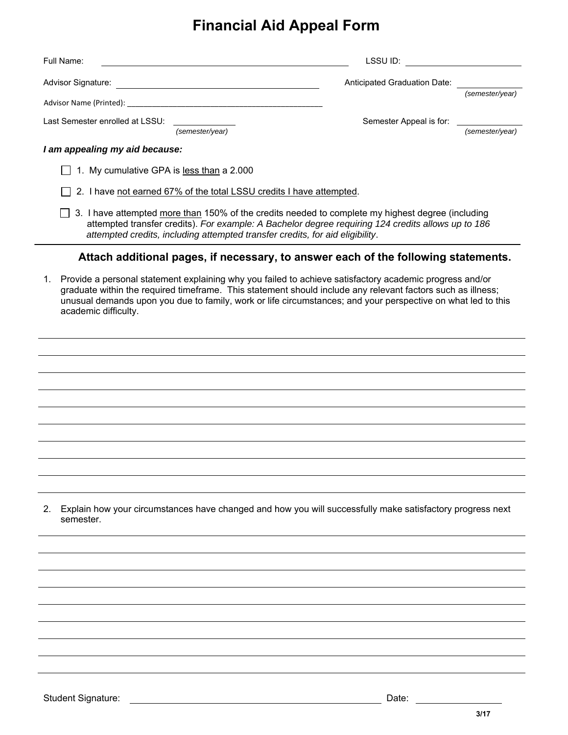# Financial Aid Appeal Form

Full Name: ______________________________ LSSU ID: ______________

Advisor Signature: ______________________________ Anticipated Graduation Date: ______________ *(semester/year)*

Advisor Name (Printed): ______________________________

Last Semester enrolled at LSSU: ______________ *(semester/year)* Semester Appeal is for: ______________ *(semester/year)*

***I am appealing my aid because:***

☐ 1. My cumulative GPA is less than a 2.000

☐ 2. I have not earned 67% of the total LSSU credits I have attempted.

☐ 3. I have attempted more than 150% of the credits needed to complete my highest degree (including attempted transfer credits). *For example: A Bachelor degree requiring 124 credits allows up to 186 attempted credits, including attempted transfer credits, for aid eligibility*.

---

### Attach additional pages, if necessary, to answer each of the following statements.

1. Provide a personal statement explaining why you failed to achieve satisfactory academic progress and/or graduate within the required timeframe. This statement should include any relevant factors such as illness; unusual demands upon you due to family, work or life circumstances; and your perspective on what led to this academic difficulty.

______________________________________________________________________________

______________________________________________________________________________

______________________________________________________________________________

______________________________________________________________________________

______________________________________________________________________________

______________________________________________________________________________

______________________________________________________________________________

______________________________________________________________________________

______________________________________________________________________________

2. Explain how your circumstances have changed and how you will successfully make satisfactory progress next semester.

______________________________________________________________________________

______________________________________________________________________________

______________________________________________________________________________

______________________________________________________________________________

______________________________________________________________________________

______________________________________________________________________________

______________________________________________________________________________

______________________________________________________________________________

______________________________________________________________________________

Student Signature: ______________________________ Date: ______________

3/17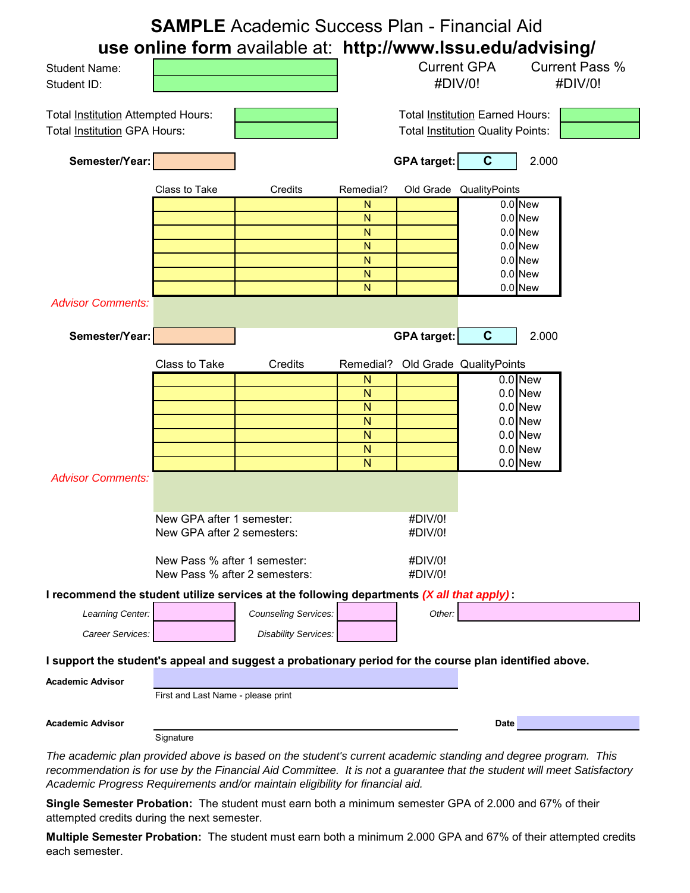# **SAMPLE** Academic Success Plan - Financial Aid

## **use online form** available at: **http://www.lssu.edu/advising/**

| | | Current GPA | Current Pass % |
|---|---|---|---|
| Student Name: | | #DIV/0! | #DIV/0! |
| Student ID: | | | |

| | | | |
|---|---|---|---|
| Total Institution Attempted Hours: | | Total Institution Earned Hours: | |
| Total Institution GPA Hours: | | Total Institution Quality Points: | |

**Semester/Year:** &nbsp;&nbsp;&nbsp;&nbsp; **GPA target:** C &nbsp; 2.000

| Class to Take | Credits | Remedial? | Old Grade | QualityPoints | |
|---|---|---|---|---|---|
| | | N | | 0.0 | New |
| | | N | | 0.0 | New |
| | | N | | 0.0 | New |
| | | N | | 0.0 | New |
| | | N | | 0.0 | New |
| | | N | | 0.0 | New |
| | | N | | 0.0 | New |

*Advisor Comments:*

**Semester/Year:** &nbsp;&nbsp;&nbsp;&nbsp; **GPA target:** C &nbsp; 2.000

| Class to Take | Credits | Remedial? | Old Grade | QualityPoints | |
|---|---|---|---|---|---|
| | | N | | 0.0 | New |
| | | N | | 0.0 | New |
| | | N | | 0.0 | New |
| | | N | | 0.0 | New |
| | | N | | 0.0 | New |
| | | N | | 0.0 | New |
| | | N | | 0.0 | New |

*Advisor Comments:*

| | |
|---|---|
| New GPA after 1 semester: | #DIV/0! |
| New GPA after 2 semesters: | #DIV/0! |
| New Pass % after 1 semester: | #DIV/0! |
| New Pass % after 2 semesters: | #DIV/0! |

**I recommend the student utilize services at the following departments** ***(X all that apply)*** **:**

*Learning Center:* &nbsp;&nbsp; *Counseling Services:* &nbsp;&nbsp; *Other:*

*Career Services:* &nbsp;&nbsp; *Disability Services:*

**I support the student's appeal and suggest a probationary period for the course plan identified above.**

**Academic Advisor** ____________________

First and Last Name - please print

**Academic Advisor** ____________________ **Date** __________

Signature

*The academic plan provided above is based on the student's current academic standing and degree program. This recommendation is for use by the Financial Aid Committee. It is not a guarantee that the student will meet Satisfactory Academic Progress Requirements and/or maintain eligibility for financial aid.*

**Single Semester Probation:** The student must earn both a minimum semester GPA of 2.000 and 67% of their attempted credits during the next semester.

**Multiple Semester Probation:** The student must earn both a minimum 2.000 GPA and 67% of their attempted credits each semester.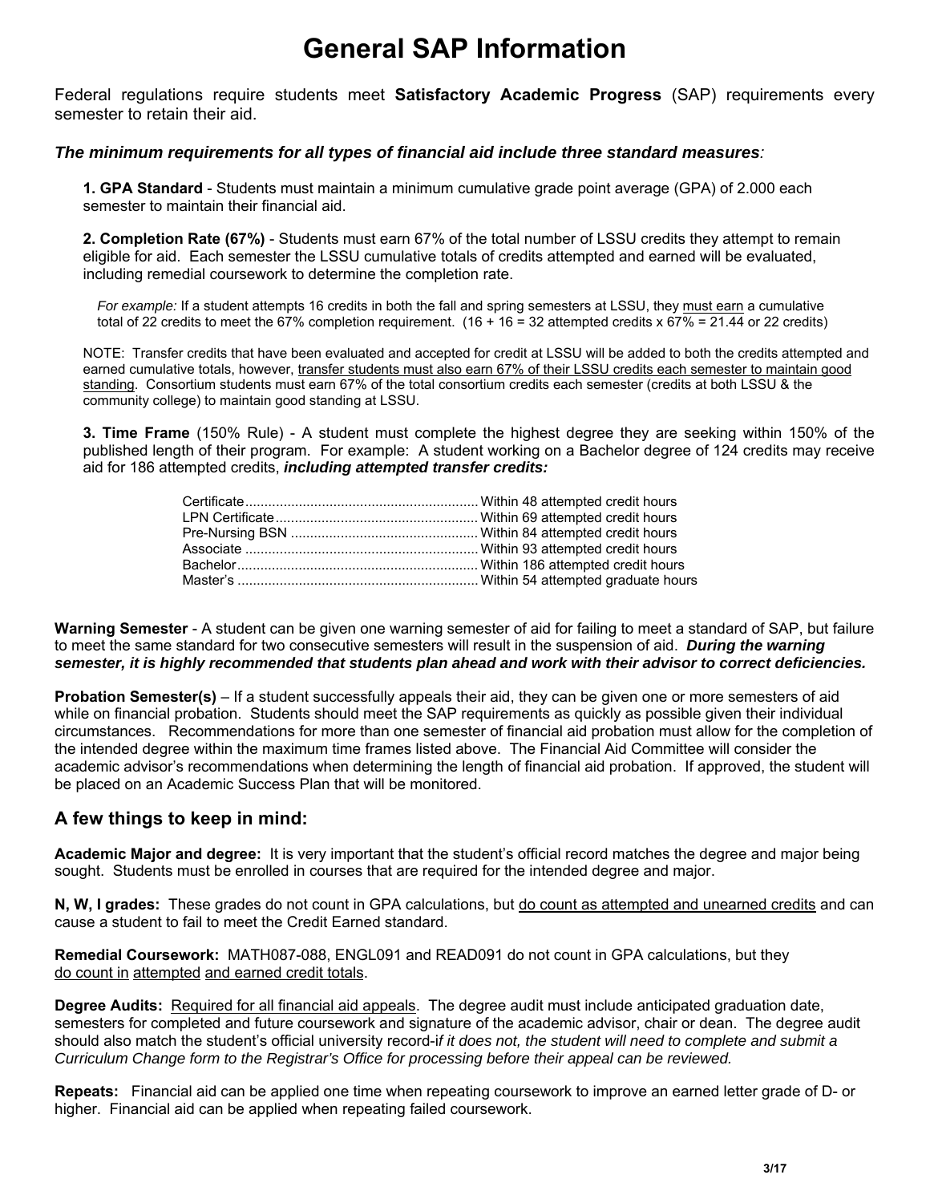# General SAP Information

Federal regulations require students meet **Satisfactory Academic Progress** (SAP) requirements every semester to retain their aid.

***The minimum requirements for all types of financial aid include three standard measures:***

**1. GPA Standard** - Students must maintain a minimum cumulative grade point average (GPA) of 2.000 each semester to maintain their financial aid.

**2. Completion Rate (67%)** - Students must earn 67% of the total number of LSSU credits they attempt to remain eligible for aid. Each semester the LSSU cumulative totals of credits attempted and earned will be evaluated, including remedial coursework to determine the completion rate.

*For example:* If a student attempts 16 credits in both the fall and spring semesters at LSSU, they must earn a cumulative total of 22 credits to meet the 67% completion requirement. (16 + 16 = 32 attempted credits x 67% = 21.44 or 22 credits)

NOTE: Transfer credits that have been evaluated and accepted for credit at LSSU will be added to both the credits attempted and earned cumulative totals, however, transfer students must also earn 67% of their LSSU credits each semester to maintain good standing. Consortium students must earn 67% of the total consortium credits each semester (credits at both LSSU & the community college) to maintain good standing at LSSU.

**3. Time Frame** (150% Rule) - A student must complete the highest degree they are seeking within 150% of the published length of their program. For example: A student working on a Bachelor degree of 124 credits may receive aid for 186 attempted credits, ***including attempted transfer credits:***

| | |
|---|---|
| Certificate | Within 48 attempted credit hours |
| LPN Certificate | Within 69 attempted credit hours |
| Pre-Nursing BSN | Within 84 attempted credit hours |
| Associate | Within 93 attempted credit hours |
| Bachelor | Within 186 attempted credit hours |
| Master's | Within 54 attempted graduate hours |

**Warning Semester** - A student can be given one warning semester of aid for failing to meet a standard of SAP, but failure to meet the same standard for two consecutive semesters will result in the suspension of aid. ***During the warning semester, it is highly recommended that students plan ahead and work with their advisor to correct deficiencies.***

**Probation Semester(s)** – If a student successfully appeals their aid, they can be given one or more semesters of aid while on financial probation. Students should meet the SAP requirements as quickly as possible given their individual circumstances. Recommendations for more than one semester of financial aid probation must allow for the completion of the intended degree within the maximum time frames listed above. The Financial Aid Committee will consider the academic advisor's recommendations when determining the length of financial aid probation. If approved, the student will be placed on an Academic Success Plan that will be monitored.

## A few things to keep in mind:

**Academic Major and degree:** It is very important that the student's official record matches the degree and major being sought. Students must be enrolled in courses that are required for the intended degree and major.

**N, W, I grades:** These grades do not count in GPA calculations, but do count as attempted and unearned credits and can cause a student to fail to meet the Credit Earned standard.

**Remedial Coursework:** MATH087-088, ENGL091 and READ091 do not count in GPA calculations, but they do count in attempted and earned credit totals.

**Degree Audits:** Required for all financial aid appeals. The degree audit must include anticipated graduation date, semesters for completed and future coursework and signature of the academic advisor, chair or dean. The degree audit should also match the student's official university record-i*f it does not, the student will need to complete and submit a Curriculum Change form to the Registrar's Office for processing before their appeal can be reviewed.*

**Repeats:** Financial aid can be applied one time when repeating coursework to improve an earned letter grade of D- or higher. Financial aid can be applied when repeating failed coursework.

3/17